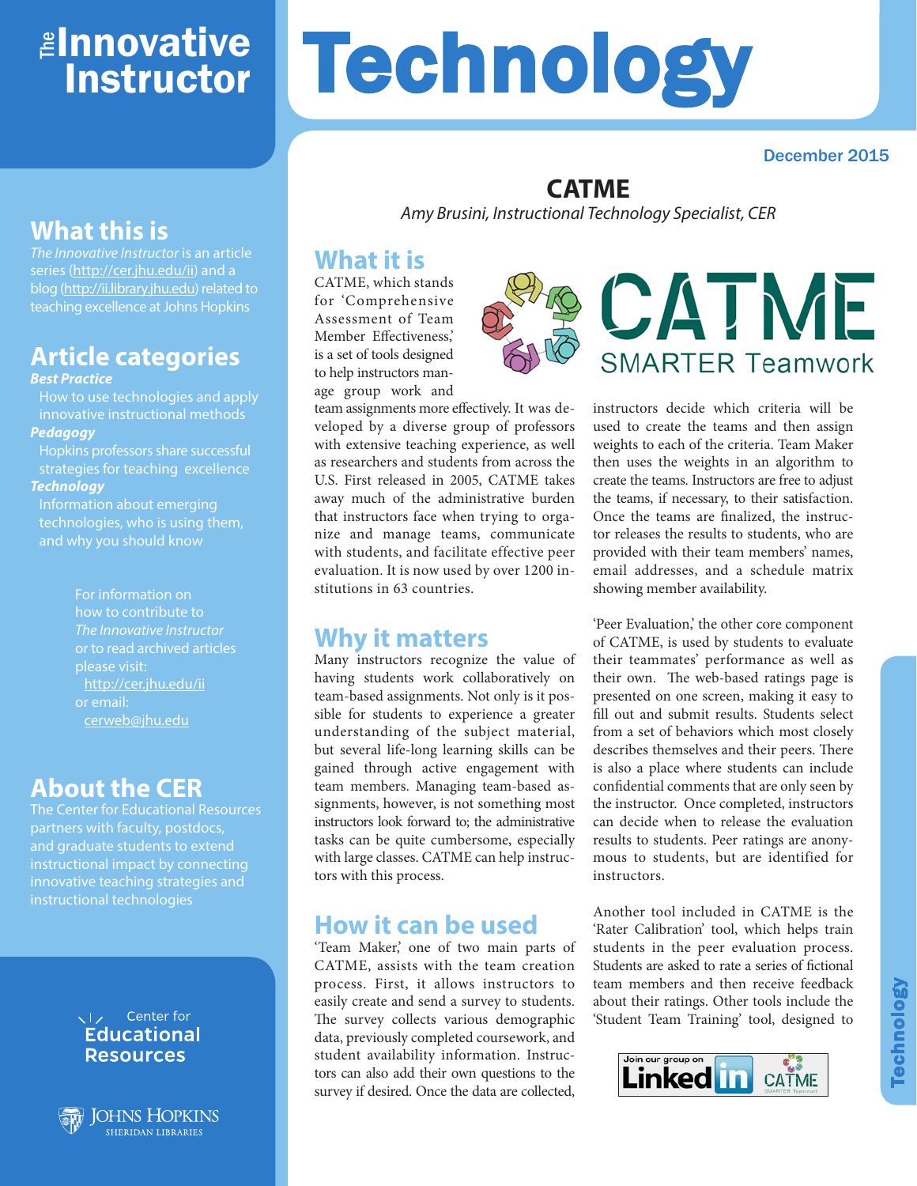# The Innovative Instructor

# Technology

December 2015

## CATME

*Amy Brusini, Instructional Technology Specialist, CER*

### What it is

CATME, which stands for 'Comprehensive Assessment of Team Member Effectiveness,' is a set of tools designed to help instructors manage group work and team assignments more effectively. It was developed by a diverse group of professors with extensive teaching experience, as well as researchers and students from across the U.S. First released in 2005, CATME takes away much of the administrative burden that instructors face when trying to organize and manage teams, communicate with students, and facilitate effective peer evaluation. It is now used by over 1200 institutions in 63 countries.

### Why it matters

Many instructors recognize the value of having students work collaboratively on team-based assignments. Not only is it possible for students to experience a greater understanding of the subject material, but several life-long learning skills can be gained through active engagement with team members. Managing team-based assignments, however, is not something most instructors look forward to; the administrative tasks can be quite cumbersome, especially with large classes. CATME can help instructors with this process.

### How it can be used

'Team Maker,' one of two main parts of CATME, assists with the team creation process. First, it allows instructors to easily create and send a survey to students. The survey collects various demographic data, previously completed coursework, and student availability information. Instructors can also add their own questions to the survey if desired. Once the data are collected, instructors decide which criteria will be used to create the teams and then assign weights to each of the criteria. Team Maker then uses the weights in an algorithm to create the teams. Instructors are free to adjust the teams, if necessary, to their satisfaction. Once the teams are finalized, the instructor releases the results to students, who are provided with their team members' names, email addresses, and a schedule matrix showing member availability.

'Peer Evaluation,' the other core component of CATME, is used by students to evaluate their teammates' performance as well as their own. The web-based ratings page is presented on one screen, making it easy to fill out and submit results. Students select from a set of behaviors which most closely describes themselves and their peers. There is also a place where students can include confidential comments that are only seen by the instructor. Once completed, instructors can decide when to release the evaluation results to students. Peer ratings are anonymous to students, but are identified for instructors.

Another tool included in CATME is the 'Rater Calibration' tool, which helps train students in the peer evaluation process. Students are asked to rate a series of fictional team members and then receive feedback about their ratings. Other tools include the 'Student Team Training' tool, designed to

Join our group on LinkedIn — CATME SMARTER Teamwork

---

## What this is

*The Innovative Instructor* is an article series (http://cer.jhu.edu/ii) and a blog (http://ii.library.jhu.edu) related to teaching excellence at Johns Hopkins

## Article categories

***Best Practice***
How to use technologies and apply innovative instructional methods

***Pedagogy***
Hopkins professors share successful strategies for teaching excellence

***Technology***
Information about emerging technologies, who is using them, and why you should know

For information on how to contribute to *The Innovative Instructor* or to read archived articles please visit: http://cer.jhu.edu/ii or email: cerweb@jhu.edu

## About the CER

The Center for Educational Resources partners with faculty, postdocs, and graduate students to extend instructional impact by connecting innovative teaching strategies and instructional technologies

Center for Educational Resources

Johns Hopkins Sheridan Libraries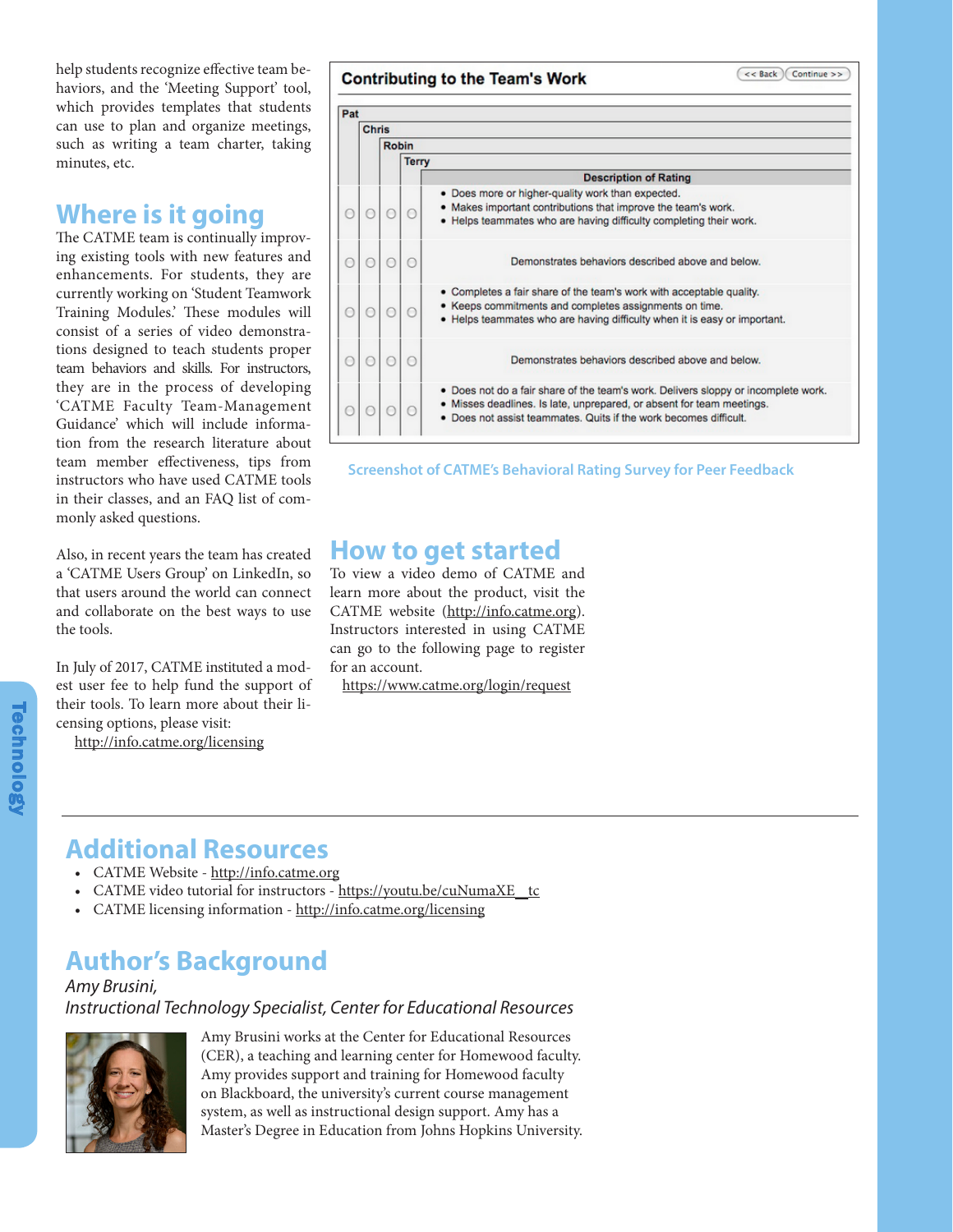help students recognize effective team behaviors, and the 'Meeting Support' tool, which provides templates that students can use to plan and organize meetings, such as writing a team charter, taking minutes, etc.

## Where is it going

The CATME team is continually improving existing tools with new features and enhancements. For students, they are currently working on 'Student Teamwork Training Modules.' These modules will consist of a series of video demonstrations designed to teach students proper team behaviors and skills. For instructors, they are in the process of developing 'CATME Faculty Team-Management Guidance' which will include information from the research literature about team member effectiveness, tips from instructors who have used CATME tools in their classes, and an FAQ list of commonly asked questions.

Also, in recent years the team has created a 'CATME Users Group' on LinkedIn, so that users around the world can connect and collaborate on the best ways to use the tools.

In July of 2017, CATME instituted a modest user fee to help fund the support of their tools. To learn more about their licensing options, please visit:

http://info.catme.org/licensing

**Contributing to the Team's Work**

<< Back | Continue >>

| Pat | Chris | Robin | Terry | Description of Rating |
|---|---|---|---|---|
| ○ | ○ | ○ | ○ | • Does more or higher-quality work than expected. • Makes important contributions that improve the team's work. • Helps teammates who are having difficulty completing their work. |
| ○ | ○ | ○ | ○ | Demonstrates behaviors described above and below. |
| ○ | ○ | ○ | ○ | • Completes a fair share of the team's work with acceptable quality. • Keeps commitments and completes assignments on time. • Helps teammates who are having difficulty when it is easy or important. |
| ○ | ○ | ○ | ○ | Demonstrates behaviors described above and below. |
| ○ | ○ | ○ | ○ | • Does not do a fair share of the team's work. Delivers sloppy or incomplete work. • Misses deadlines. Is late, unprepared, or absent for team meetings. • Does not assist teammates. Quits if the work becomes difficult. |

Screenshot of CATME's Behavioral Rating Survey for Peer Feedback

## How to get started

To view a video demo of CATME and learn more about the product, visit the CATME website (http://info.catme.org). Instructors interested in using CATME can go to the following page to register for an account.

https://www.catme.org/login/request

## Additional Resources

- CATME Website - http://info.catme.org
- CATME video tutorial for instructors - https://youtu.be/cuNumaXE__tc
- CATME licensing information - http://info.catme.org/licensing

## Author's Background

*Amy Brusini,*
*Instructional Technology Specialist, Center for Educational Resources*

Amy Brusini works at the Center for Educational Resources (CER), a teaching and learning center for Homewood faculty. Amy provides support and training for Homewood faculty on Blackboard, the university's current course management system, as well as instructional design support. Amy has a Master's Degree in Education from Johns Hopkins University.